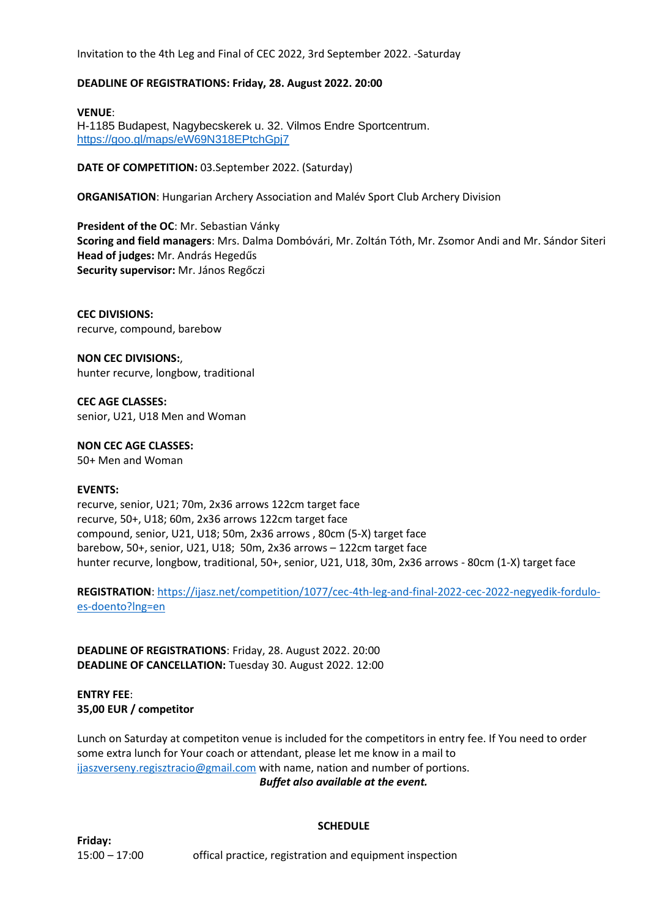Invitation to the 4th Leg and Final of CEC 2022, 3rd September 2022. -Saturday

**DEADLINE OF REGISTRATIONS: Friday, 28. August 2022. 20:00**

**VENUE**:
H-1185 Budapest, Nagybecskerek u. 32. Vilmos Endre Sportcentrum.
https://goo.gl/maps/eW69N318EPtchGpj7

**DATE OF COMPETITION:** 03.September 2022. (Saturday)

**ORGANISATION**: Hungarian Archery Association and Malév Sport Club Archery Division

**President of the OC**: Mr. Sebastian Vánky
**Scoring and field managers**: Mrs. Dalma Dombóvári, Mr. Zoltán Tóth, Mr. Zsomor Andi and Mr. Sándor Siteri
**Head of judges:** Mr. András Hegedűs
**Security supervisor:** Mr. János Regőczi

**CEC DIVISIONS:**
recurve, compound, barebow

**NON CEC DIVISIONS:**,
hunter recurve, longbow, traditional

**CEC AGE CLASSES:**
senior, U21, U18 Men and Woman

**NON CEC AGE CLASSES:**
50+ Men and Woman

**EVENTS:**
recurve, senior, U21; 70m, 2x36 arrows 122cm target face
recurve, 50+, U18; 60m, 2x36 arrows 122cm target face
compound, senior, U21, U18; 50m, 2x36 arrows , 80cm (5-X) target face
barebow, 50+, senior, U21, U18; 50m, 2x36 arrows – 122cm target face
hunter recurve, longbow, traditional, 50+, senior, U21, U18, 30m, 2x36 arrows - 80cm (1-X) target face

**REGISTRATION**: https://ijasz.net/competition/1077/cec-4th-leg-and-final-2022-cec-2022-negyedik-fordulo-es-doento?lng=en

**DEADLINE OF REGISTRATIONS**: Friday, 28. August 2022. 20:00
**DEADLINE OF CANCELLATION:** Tuesday 30. August 2022. 12:00

**ENTRY FEE**:
**35,00 EUR / competitor**

Lunch on Saturday at competiton venue is included for the competitors in entry fee. If You need to order some extra lunch for Your coach or attendant, please let me know in a mail to ijaszverseny.regisztracio@gmail.com with name, nation and number of portions.

***Buffet also available at the event.***

**SCHEDULE**

**Friday:**
15:00 – 17:00 offical practice, registration and equipment inspection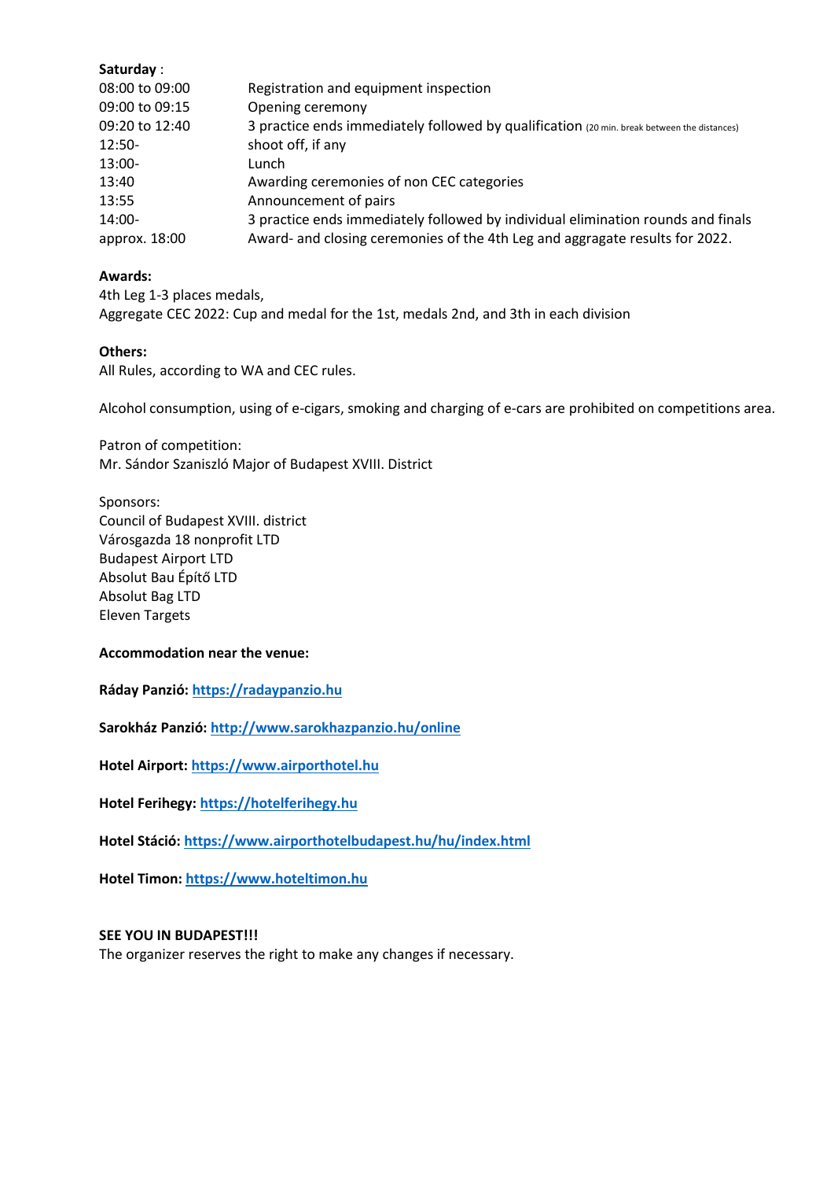**Saturday** :

| | |
|---|---|
| 08:00 to 09:00 | Registration and equipment inspection |
| 09:00 to 09:15 | Opening ceremony |
| 09:20 to 12:40 | 3 practice ends immediately followed by qualification (20 min. break between the distances) |
| 12:50- | shoot off, if any |
| 13:00- | Lunch |
| 13:40 | Awarding ceremonies of non CEC categories |
| 13:55 | Announcement of pairs |
| 14:00- | 3 practice ends immediately followed by individual elimination rounds and finals |
| approx. 18:00 | Award- and closing ceremonies of the 4th Leg and aggragate results for 2022. |

**Awards:**

4th Leg 1-3 places medals,
Aggregate CEC 2022: Cup and medal for the 1st, medals 2nd, and 3th in each division

**Others:**

All Rules, according to WA and CEC rules.

Alcohol consumption, using of e-cigars, smoking and charging of e-cars are prohibited on competitions area.

Patron of competition:
Mr. Sándor Szaniszló Major of Budapest XVIII. District

Sponsors:
Council of Budapest XVIII. district
Városgazda 18 nonprofit LTD
Budapest Airport LTD
Absolut Bau Építő LTD
Absolut Bag LTD
Eleven Targets

**Accommodation near the venue:**

**Ráday Panzió: https://radaypanzio.hu**

**Sarokház Panzió: http://www.sarokhazpanzio.hu/online**

**Hotel Airport: https://www.airporthotel.hu**

**Hotel Ferihegy: https://hotelferihegy.hu**

**Hotel Stáció: https://www.airporthotelbudapest.hu/hu/index.html**

**Hotel Timon: https://www.hoteltimon.hu**

**SEE YOU IN BUDAPEST!!!**

The organizer reserves the right to make any changes if necessary.